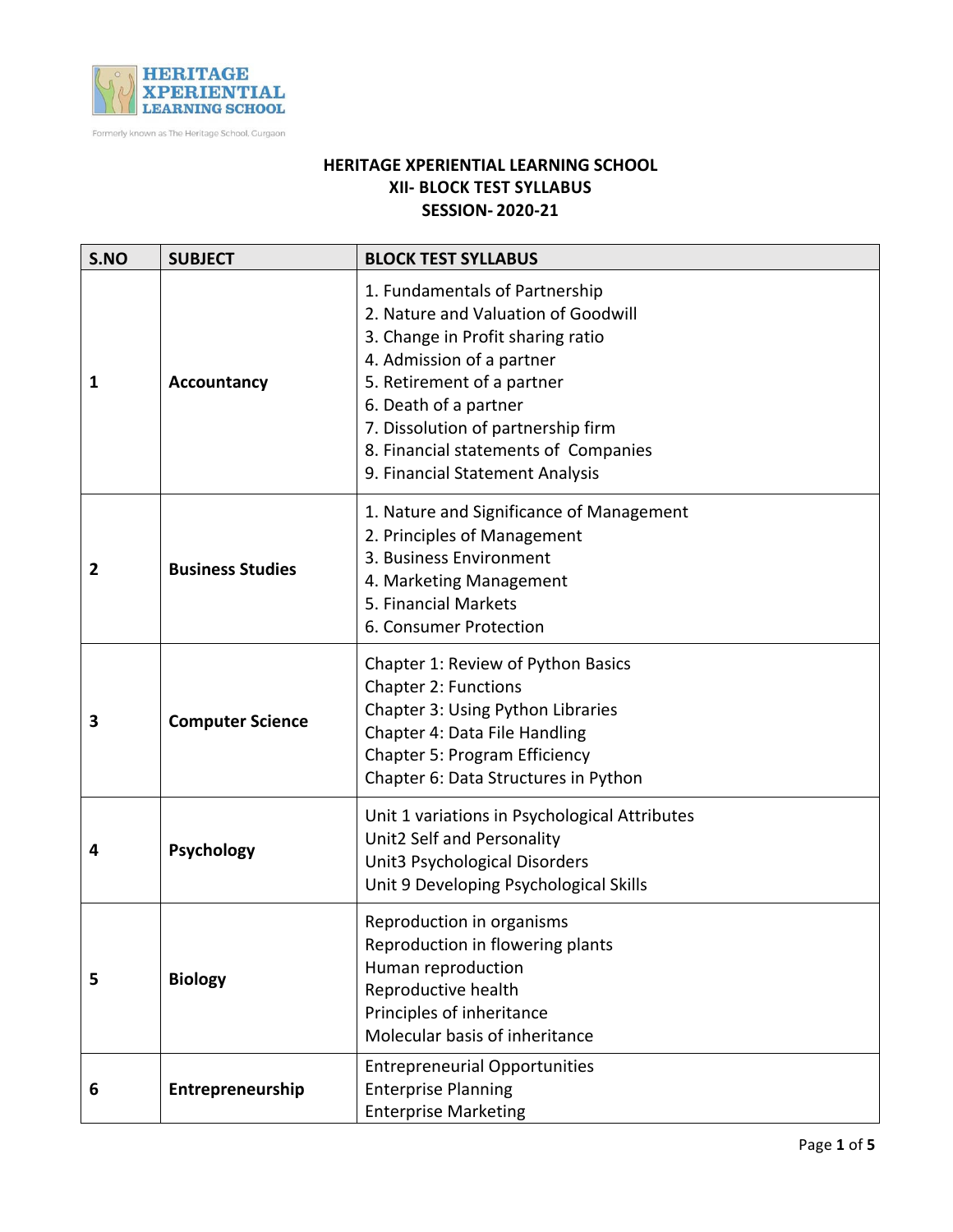HERITAGE XPERIENTIAL LEARNING SCHOOL

Formerly known as The Heritage School, Gurgaon

# HERITAGE XPERIENTIAL LEARNING SCHOOL
## XII- BLOCK TEST SYLLABUS
## SESSION- 2020-21

| S.NO | SUBJECT | BLOCK TEST SYLLABUS |
|---|---|---|
| 1 | **Accountancy** | 1. Fundamentals of Partnership<br>2. Nature and Valuation of Goodwill<br>3. Change in Profit sharing ratio<br>4. Admission of a partner<br>5. Retirement of a partner<br>6. Death of a partner<br>7. Dissolution of partnership firm<br>8. Financial statements of Companies<br>9. Financial Statement Analysis |
| 2 | **Business Studies** | 1. Nature and Significance of Management<br>2. Principles of Management<br>3. Business Environment<br>4. Marketing Management<br>5. Financial Markets<br>6. Consumer Protection |
| 3 | **Computer Science** | Chapter 1: Review of Python Basics<br>Chapter 2: Functions<br>Chapter 3: Using Python Libraries<br>Chapter 4: Data File Handling<br>Chapter 5: Program Efficiency<br>Chapter 6: Data Structures in Python |
| 4 | **Psychology** | Unit 1 variations in Psychological Attributes<br>Unit2 Self and Personality<br>Unit3 Psychological Disorders<br>Unit 9 Developing Psychological Skills |
| 5 | **Biology** | Reproduction in organisms<br>Reproduction in flowering plants<br>Human reproduction<br>Reproductive health<br>Principles of inheritance<br>Molecular basis of inheritance |
| 6 | **Entrepreneurship** | Entrepreneurial Opportunities<br>Enterprise Planning<br>Enterprise Marketing |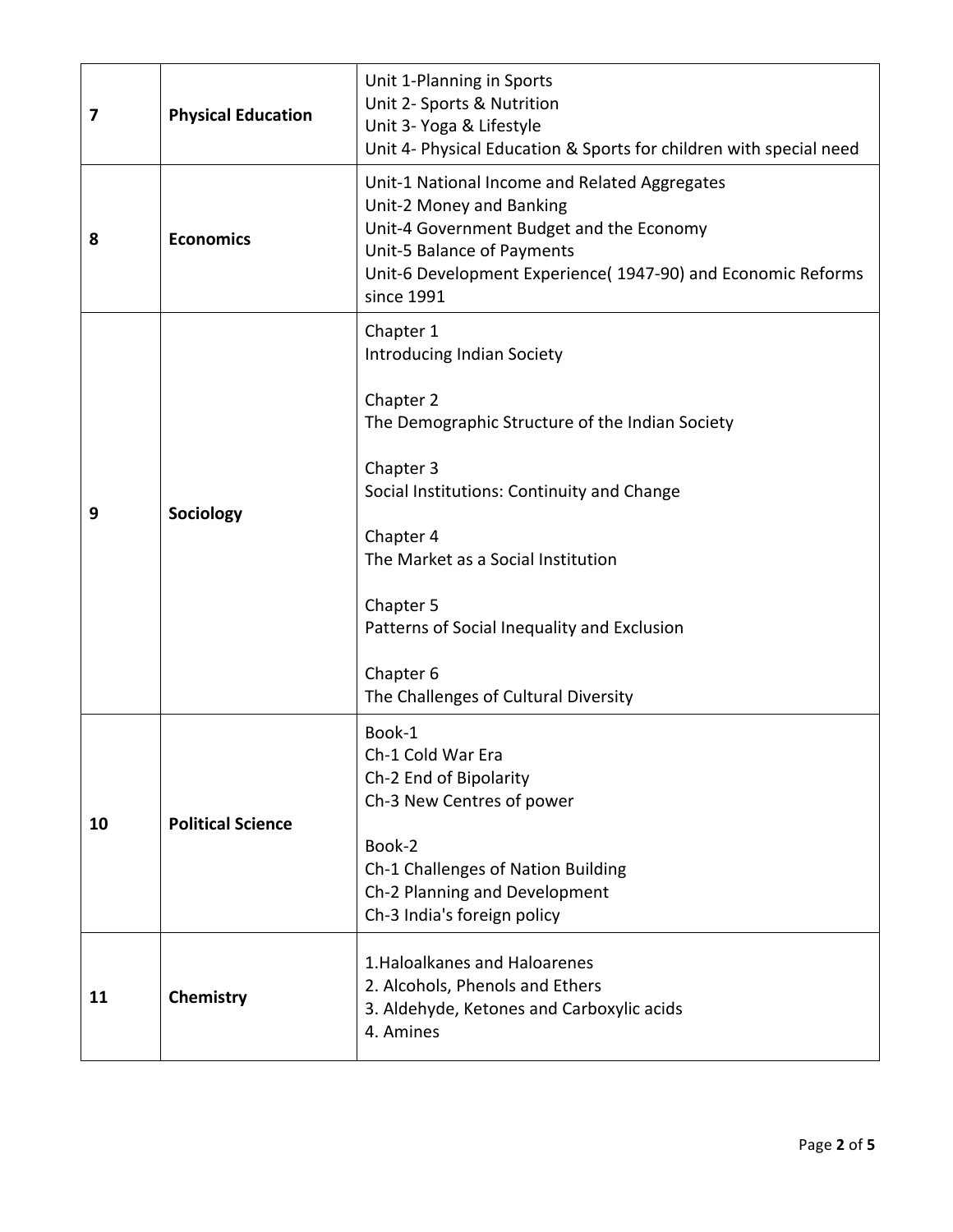| 7 | **Physical Education** | Unit 1-Planning in Sports<br>Unit 2- Sports & Nutrition<br>Unit 3- Yoga & Lifestyle<br>Unit 4- Physical Education & Sports for children with special need |
|---|---|---|
| 8 | **Economics** | Unit-1 National Income and Related Aggregates<br>Unit-2 Money and Banking<br>Unit-4 Government Budget and the Economy<br>Unit-5 Balance of Payments<br>Unit-6 Development Experience( 1947-90) and Economic Reforms since 1991 |
| 9 | **Sociology** | Chapter 1<br>Introducing Indian Society<br><br>Chapter 2<br>The Demographic Structure of the Indian Society<br><br>Chapter 3<br>Social Institutions: Continuity and Change<br><br>Chapter 4<br>The Market as a Social Institution<br><br>Chapter 5<br>Patterns of Social Inequality and Exclusion<br><br>Chapter 6<br>The Challenges of Cultural Diversity |
| 10 | **Political Science** | Book-1<br>Ch-1 Cold War Era<br>Ch-2 End of Bipolarity<br>Ch-3 New Centres of power<br><br>Book-2<br>Ch-1 Challenges of Nation Building<br>Ch-2 Planning and Development<br>Ch-3 India's foreign policy |
| 11 | **Chemistry** | 1.Haloalkanes and Haloarenes<br>2. Alcohols, Phenols and Ethers<br>3. Aldehyde, Ketones and Carboxylic acids<br>4. Amines |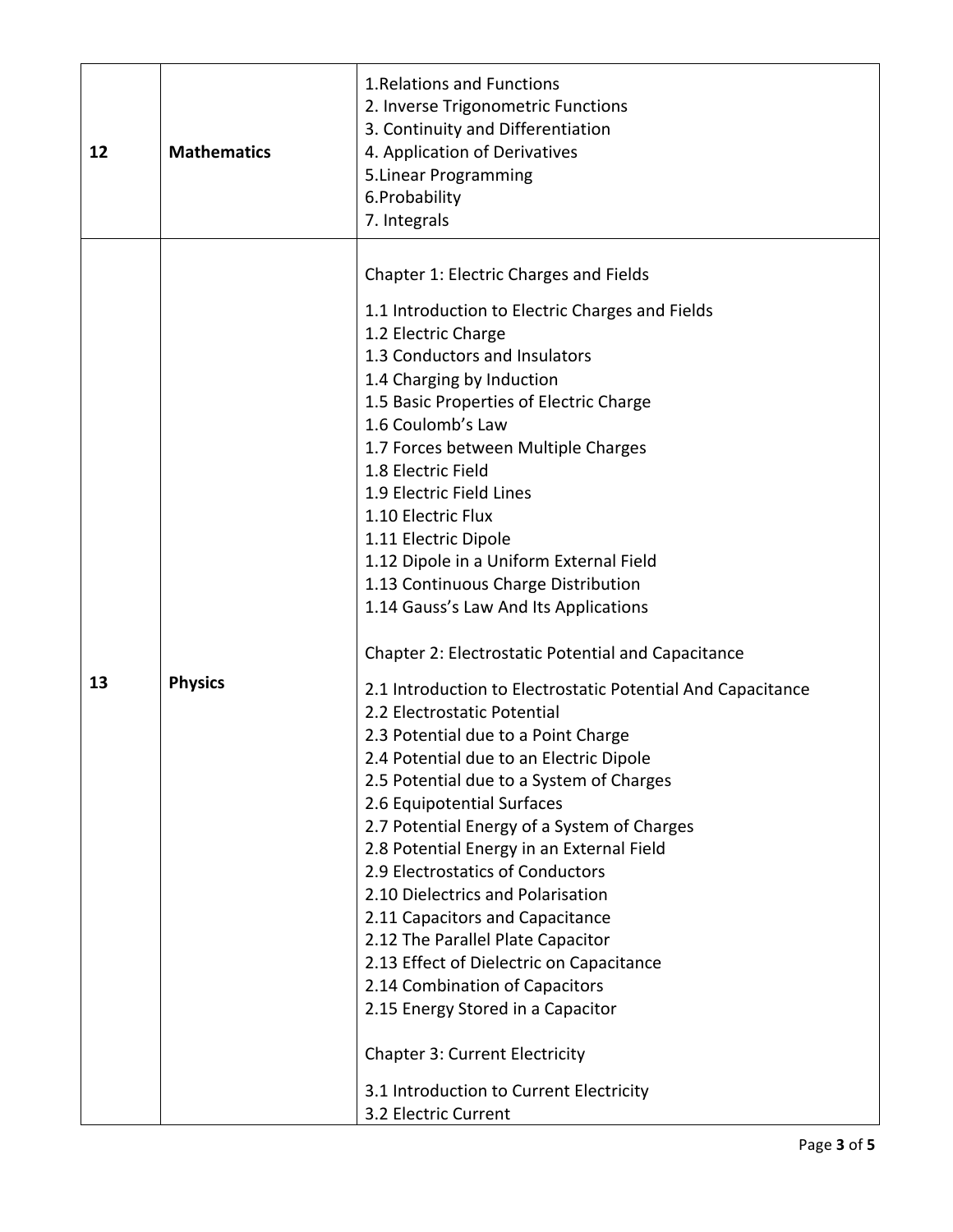| | | |
|---|---|---|
| 12 | **Mathematics** | 1.Relations and Functions<br>2. Inverse Trigonometric Functions<br>3. Continuity and Differentiation<br>4. Application of Derivatives<br>5.Linear Programming<br>6.Probability<br>7. Integrals |
| 13 | **Physics** | Chapter 1: Electric Charges and Fields<br><br>1.1 Introduction to Electric Charges and Fields<br>1.2 Electric Charge<br>1.3 Conductors and Insulators<br>1.4 Charging by Induction<br>1.5 Basic Properties of Electric Charge<br>1.6 Coulomb's Law<br>1.7 Forces between Multiple Charges<br>1.8 Electric Field<br>1.9 Electric Field Lines<br>1.10 Electric Flux<br>1.11 Electric Dipole<br>1.12 Dipole in a Uniform External Field<br>1.13 Continuous Charge Distribution<br>1.14 Gauss's Law And Its Applications<br><br>Chapter 2: Electrostatic Potential and Capacitance<br><br>2.1 Introduction to Electrostatic Potential And Capacitance<br>2.2 Electrostatic Potential<br>2.3 Potential due to a Point Charge<br>2.4 Potential due to an Electric Dipole<br>2.5 Potential due to a System of Charges<br>2.6 Equipotential Surfaces<br>2.7 Potential Energy of a System of Charges<br>2.8 Potential Energy in an External Field<br>2.9 Electrostatics of Conductors<br>2.10 Dielectrics and Polarisation<br>2.11 Capacitors and Capacitance<br>2.12 The Parallel Plate Capacitor<br>2.13 Effect of Dielectric on Capacitance<br>2.14 Combination of Capacitors<br>2.15 Energy Stored in a Capacitor<br><br>Chapter 3: Current Electricity<br><br>3.1 Introduction to Current Electricity<br>3.2 Electric Current |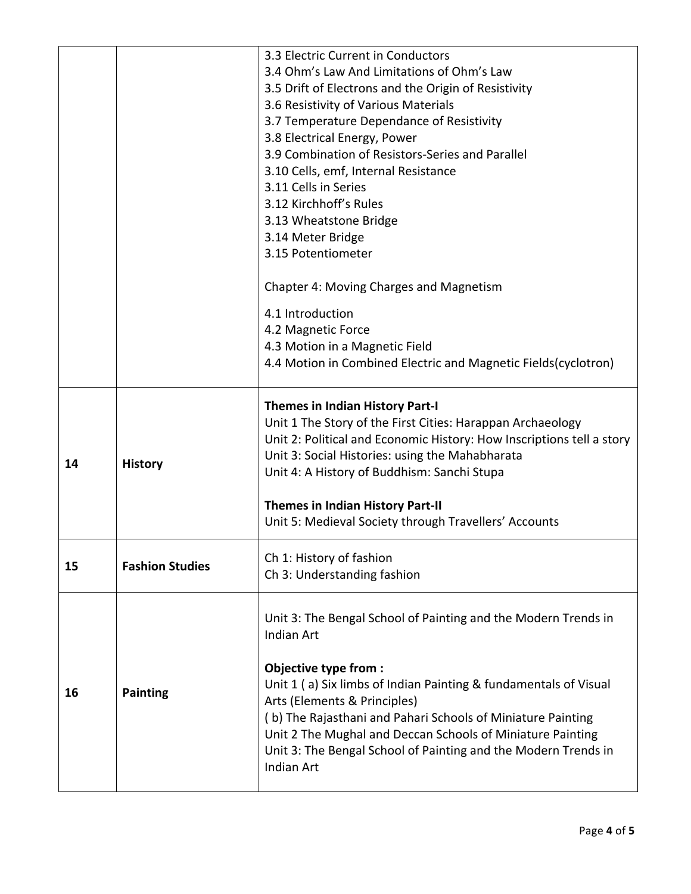|  |  |  |
| --- | --- | --- |
|  |  | 3.3 Electric Current in Conductors<br>3.4 Ohm's Law And Limitations of Ohm's Law<br>3.5 Drift of Electrons and the Origin of Resistivity<br>3.6 Resistivity of Various Materials<br>3.7 Temperature Dependance of Resistivity<br>3.8 Electrical Energy, Power<br>3.9 Combination of Resistors-Series and Parallel<br>3.10 Cells, emf, Internal Resistance<br>3.11 Cells in Series<br>3.12 Kirchhoff's Rules<br>3.13 Wheatstone Bridge<br>3.14 Meter Bridge<br>3.15 Potentiometer<br><br>Chapter 4: Moving Charges and Magnetism<br><br>4.1 Introduction<br>4.2 Magnetic Force<br>4.3 Motion in a Magnetic Field<br>4.4 Motion in Combined Electric and Magnetic Fields(cyclotron) |
| **14** | **History** | **Themes in Indian History Part-I**<br>Unit 1 The Story of the First Cities: Harappan Archaeology<br>Unit 2: Political and Economic History: How Inscriptions tell a story<br>Unit 3: Social Histories: using the Mahabharata<br>Unit 4: A History of Buddhism: Sanchi Stupa<br><br>**Themes in Indian History Part-II**<br>Unit 5: Medieval Society through Travellers' Accounts |
| **15** | **Fashion Studies** | Ch 1: History of fashion<br>Ch 3: Understanding fashion |
| **16** | **Painting** | Unit 3: The Bengal School of Painting and the Modern Trends in Indian Art<br><br>**Objective type from :**<br>Unit 1 ( a) Six limbs of Indian Painting & fundamentals of Visual Arts (Elements & Principles)<br>( b) The Rajasthani and Pahari Schools of Miniature Painting<br>Unit 2 The Mughal and Deccan Schools of Miniature Painting<br>Unit 3: The Bengal School of Painting and the Modern Trends in Indian Art |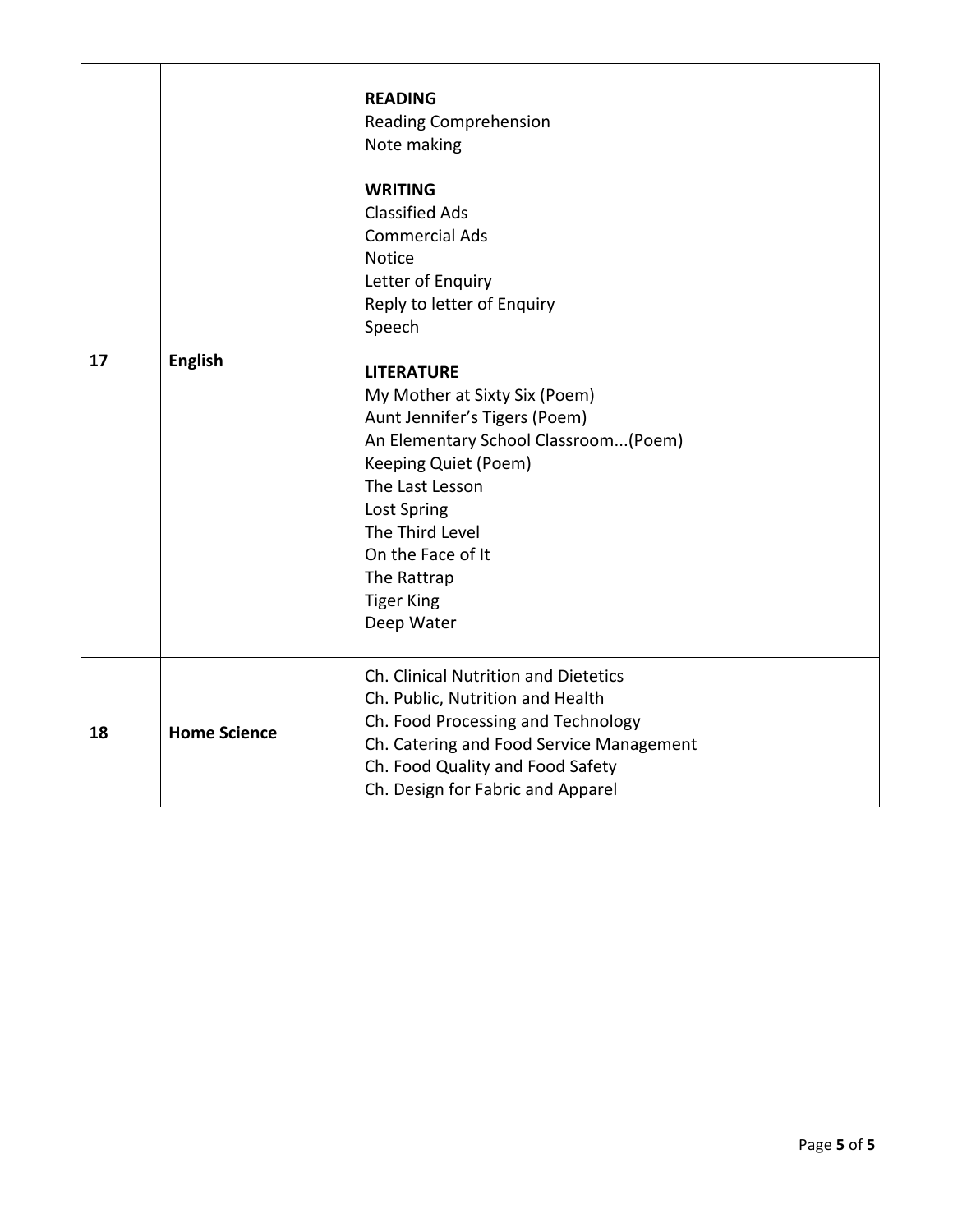| | | |
|---|---|---|
| 17 | **English** | **READING**<br>Reading Comprehension<br>Note making<br><br>**WRITING**<br>Classified Ads<br>Commercial Ads<br>Notice<br>Letter of Enquiry<br>Reply to letter of Enquiry<br>Speech<br><br>**LITERATURE**<br>My Mother at Sixty Six (Poem)<br>Aunt Jennifer's Tigers (Poem)<br>An Elementary School Classroom...(Poem)<br>Keeping Quiet (Poem)<br>The Last Lesson<br>Lost Spring<br>The Third Level<br>On the Face of It<br>The Rattrap<br>Tiger King<br>Deep Water |
| 18 | **Home Science** | Ch. Clinical Nutrition and Dietetics<br>Ch. Public, Nutrition and Health<br>Ch. Food Processing and Technology<br>Ch. Catering and Food Service Management<br>Ch. Food Quality and Food Safety<br>Ch. Design for Fabric and Apparel |